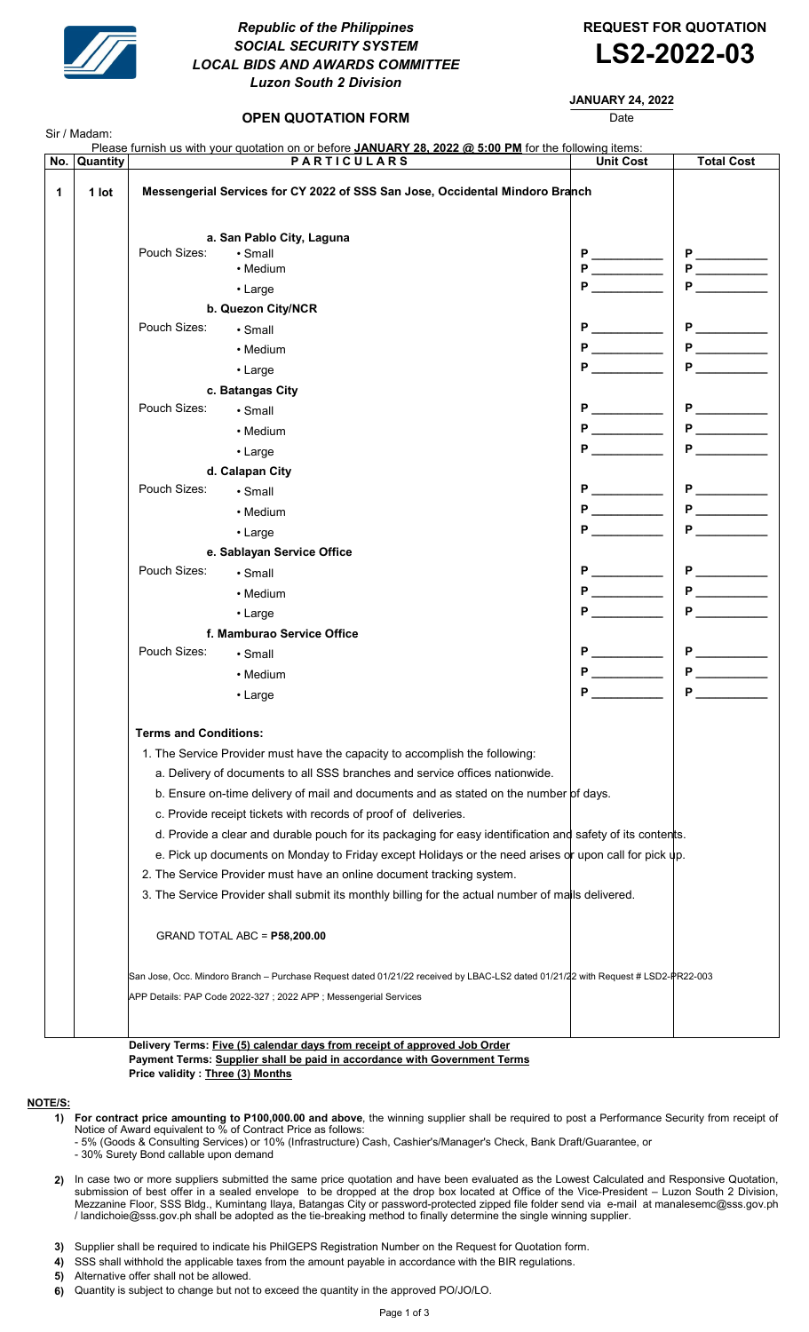*Republic of the Philippines*
***SOCIAL SECURITY SYSTEM***
***LOCAL BIDS AND AWARDS COMMITTEE***
***Luzon South 2 Division***

**REQUEST FOR QUOTATION**

# LS2-2022-03

**JANUARY 24, 2022**
Date

## OPEN QUOTATION FORM

Sir / Madam:

Please furnish us with your quotation on or before **JANUARY 28, 2022 @ 5:00 PM** for the following items:

| No. | Quantity | PARTICULARS | Unit Cost | Total Cost |
|---|---|---|---|---|
| 1 | 1 lot | **Messengerial Services for CY 2022 of SSS San Jose, Occidental Mindoro Branch** | | |
| | | **a. San Pablo City, Laguna** | | |
| | | Pouch Sizes: • Small | P ________ | P ________ |
| | | • Medium | P ________ | P ________ |
| | | • Large | P ________ | P ________ |
| | | **b. Quezon City/NCR** | | |
| | | Pouch Sizes: • Small | P ________ | P ________ |
| | | • Medium | P ________ | P ________ |
| | | • Large | P ________ | P ________ |
| | | **c. Batangas City** | | |
| | | Pouch Sizes: • Small | P ________ | P ________ |
| | | • Medium | P ________ | P ________ |
| | | • Large | P ________ | P ________ |
| | | **d. Calapan City** | | |
| | | Pouch Sizes: • Small | P ________ | P ________ |
| | | • Medium | P ________ | P ________ |
| | | • Large | P ________ | P ________ |
| | | **e. Sablayan Service Office** | | |
| | | Pouch Sizes: • Small | P ________ | P ________ |
| | | • Medium | P ________ | P ________ |
| | | • Large | P ________ | P ________ |
| | | **f. Mamburao Service Office** | | |
| | | Pouch Sizes: • Small | P ________ | P ________ |
| | | • Medium | P ________ | P ________ |
| | | • Large | P ________ | P ________ |
| | | **Terms and Conditions:** | | |
| | | 1. The Service Provider must have the capacity to accomplish the following: | | |
| | | a. Delivery of documents to all SSS branches and service offices nationwide. | | |
| | | b. Ensure on-time delivery of mail and documents and as stated on the number of days. | | |
| | | c. Provide receipt tickets with records of proof of deliveries. | | |
| | | d. Provide a clear and durable pouch for its packaging for easy identification and safety of its contents. | | |
| | | e. Pick up documents on Monday to Friday except Holidays or the need arises or upon call for pick up. | | |
| | | 2. The Service Provider must have an online document tracking system. | | |
| | | 3. The Service Provider shall submit its monthly billing for the actual number of mails delivered. | | |
| | | GRAND TOTAL ABC = **P58,200.00** | | |
| | | San Jose, Occ. Mindoro Branch – Purchase Request dated 01/21/22 received by LBAC-LS2 dated 01/21/22 with Request # LSD2-PR22-003 | | |
| | | APP Details: PAP Code 2022-327 ; 2022 APP ; Messengerial Services | | |

**Delivery Terms: Five (5) calendar days from receipt of approved Job Order**
**Payment Terms: Supplier shall be paid in accordance with Government Terms**
**Price validity : Three (3) Months**

**NOTE/S:**

1) **For contract price amounting to P100,000.00 and above**, the winning supplier shall be required to post a Performance Security from receipt of Notice of Award equivalent to % of Contract Price as follows:
   - 5% (Goods & Consulting Services) or 10% (Infrastructure) Cash, Cashier's/Manager's Check, Bank Draft/Guarantee, or
   - 30% Surety Bond callable upon demand
2) In case two or more suppliers submitted the same price quotation and have been evaluated as the Lowest Calculated and Responsive Quotation, submission of best offer in a sealed envelope to be dropped at the drop box located at Office of the Vice-President – Luzon South 2 Division, Mezzanine Floor, SSS Bldg., Kumintang Ilaya, Batangas City or password-protected zipped file folder send via e-mail at manalesemc@sss.gov.ph / landichoie@sss.gov.ph shall be adopted as the tie-breaking method to finally determine the single winning supplier.
3) Supplier shall be required to indicate his PhilGEPS Registration Number on the Request for Quotation form.
4) SSS shall withhold the applicable taxes from the amount payable in accordance with the BIR regulations.
5) Alternative offer shall not be allowed.
6) Quantity is subject to change but not to exceed the quantity in the approved PO/JO/LO.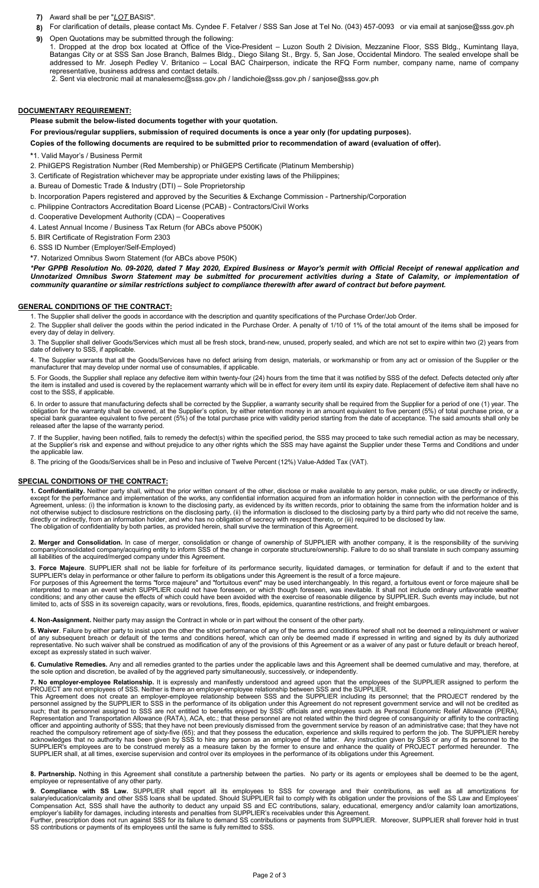7) Award shall be per "*LOT* BASIS".

8) For clarification of details, please contact Ms. Cyndee F. Fetalver / SSS San Jose at Tel No. (043) 457-0093 or via email at sanjose@sss.gov.ph

9) Open Quotations may be submitted through the following:

1. Dropped at the drop box located at Office of the Vice-President – Luzon South 2 Division, Mezzanine Floor, SSS Bldg., Kumintang Ilaya, Batangas City or at SSS San Jose Branch, Balmes Bldg., Diego Silang St., Brgy. 5, San Jose, Occidental Mindoro. The sealed envelope shall be addressed to Mr. Joseph Pedley V. Britanico – Local BAC Chairperson, indicate the RFQ Form number, company name, name of company representative, business address and contact details.

2. Sent via electronic mail at manalesemc@sss.gov.ph / landichoie@sss.gov.ph / sanjose@sss.gov.ph

## DOCUMENTARY REQUIREMENT:

**Please submit the below-listed documents together with your quotation.**

**For previous/regular suppliers, submission of required documents is once a year only (for updating purposes).**

**Copies of the following documents are required to be submitted prior to recommendation of award (evaluation of offer).**

*1. Valid Mayor's / Business Permit

2. PhilGEPS Registration Number (Red Membership) or PhilGEPS Certificate (Platinum Membership)

3. Certificate of Registration whichever may be appropriate under existing laws of the Philippines;

a. Bureau of Domestic Trade & Industry (DTI) – Sole Proprietorship

b. Incorporation Papers registered and approved by the Securities & Exchange Commission - Partnership/Corporation

c. Philippine Contractors Accreditation Board License (PCAB) - Contractors/Civil Works

d. Cooperative Development Authority (CDA) – Cooperatives

4. Latest Annual Income / Business Tax Return (for ABCs above P500K)

5. BIR Certificate of Registration Form 2303

6. SSS ID Number (Employer/Self-Employed)

*7. Notarized Omnibus Sworn Statement (for ABCs above P50K)

***Per GPPB Resolution No. 09-2020, dated 7 May 2020, Expired Business or Mayor's permit with Official Receipt of renewal application and Unnotarized Omnibus Sworn Statement may be submitted for procurement activities during a State of Calamity, or implementation of community quarantine or similar restrictions subject to compliance therewith after award of contract but before payment.***

## GENERAL CONDITIONS OF THE CONTRACT:

1. The Supplier shall deliver the goods in accordance with the description and quantity specifications of the Purchase Order/Job Order.

2. The Supplier shall deliver the goods within the period indicated in the Purchase Order. A penalty of 1/10 of 1% of the total amount of the items shall be imposed for every day of delay in delivery.

3. The Supplier shall deliver Goods/Services which must all be fresh stock, brand-new, unused, properly sealed, and which are not set to expire within two (2) years from date of delivery to SSS, if applicable.

4. The Supplier warrants that all the Goods/Services have no defect arising from design, materials, or workmanship or from any act or omission of the Supplier or the manufacturer that may develop under normal use of consumables, if applicable.

5. For Goods, the Supplier shall replace any defective item within twenty-four (24) hours from the time that it was notified by SSS of the defect. Defects detected only after the item is installed and used is covered by the replacement warranty which will be in effect for every item until its expiry date. Replacement of defective item shall have no cost to the SSS, if applicable.

6. In order to assure that manufacturing defects shall be corrected by the Supplier, a warranty security shall be required from the Supplier for a period of one (1) year. The obligation for the warranty shall be covered, at the Supplier's option, by either retention money in an amount equivalent to five percent (5%) of total purchase price, or a special bank guarantee equivalent to five percent (5%) of the total purchase price with validity period starting from the date of acceptance. The said amounts shall only be released after the lapse of the warranty period.

7. If the Supplier, having been notified, fails to remedy the defect(s) within the specified period, the SSS may proceed to take such remedial action as may be necessary, at the Supplier's risk and expense and without prejudice to any other rights which the SSS may have against the Supplier under these Terms and Conditions and under the applicable law.

8. The pricing of the Goods/Services shall be in Peso and inclusive of Twelve Percent (12%) Value-Added Tax (VAT).

## SPECIAL CONDITIONS OF THE CONTRACT:

**1. Confidentiality.** Neither party shall, without the prior written consent of the other, disclose or make available to any person, make public, or use directly or indirectly, except for the performance and implementation of the works, any confidential information acquired from an information holder in connection with the performance of this Agreement, unless: (i) the information is known to the disclosing party, as evidenced by its written records, prior to obtaining the same from the information holder and is not otherwise subject to disclosure restrictions on the disclosing party, (ii) the information is disclosed to the disclosing party by a third party who did not receive the same, directly or indirectly, from an information holder, and who has no obligation of secrecy with respect thereto, or (iii) required to be disclosed by law.
The obligation of confidentiality by both parties, as provided herein, shall survive the termination of this Agreement.

**2. Merger and Consolidation.** In case of merger, consolidation or change of ownership of SUPPLIER with another company, it is the responsibility of the surviving company/consolidated company/acquiring entity to inform SSS of the change in corporate structure/ownership. Failure to do so shall translate in such company assuming all liabilities of the acquired/merged company under this Agreement.

**3. Force Majeure**. SUPPLIER shall not be liable for forfeiture of its performance security, liquidated damages, or termination for default if and to the extent that SUPPLIER's delay in performance or other failure to perform its obligations under this Agreement is the result of a force majeure.
For purposes of this Agreement the terms "force majeure" and "fortuitous event" may be used interchangeably. In this regard, a fortuitous event or force majeure shall be interpreted to mean an event which SUPPLIER could not have foreseen, or which though foreseen, was inevitable. It shall not include ordinary unfavorable weather conditions; and any other cause the effects of which could have been avoided with the exercise of reasonable diligence by SUPPLIER. Such events may include, but not limited to, acts of SSS in its sovereign capacity, wars or revolutions, fires, floods, epidemics, quarantine restrictions, and freight embargoes.

**4. Non-Assignment.** Neither party may assign the Contract in whole or in part without the consent of the other party.

**5. Waiver**. Failure by either party to insist upon the other the strict performance of any of the terms and conditions hereof shall not be deemed a relinquishment or waiver of any subsequent breach or default of the terms and conditions hereof, which can only be deemed made if expressed in writing and signed by its duly authorized representative. No such waiver shall be construed as modification of any of the provisions of this Agreement or as a waiver of any past or future default or breach hereof, except as expressly stated in such waiver.

**6. Cumulative Remedies.** Any and all remedies granted to the parties under the applicable laws and this Agreement shall be deemed cumulative and may, therefore, at the sole option and discretion, be availed of by the aggrieved party simultaneously, successively, or independently.

**7. No employer-employee Relationship.** It is expressly and manifestly understood and agreed upon that the employees of the SUPPLIER assigned to perform the PROJECT are not employees of SSS. Neither is there an employer-employee relationship between SSS and the SUPPLIER.
This Agreement does not create an employer-employee relationship between SSS and the SUPPLIER including its personnel; that the PROJECT rendered by the personnel assigned by the SUPPLIER to SSS in the performance of its obligation under this Agreement do not represent government service and will not be credited as such; that its personnel assigned to SSS are not entitled to benefits enjoyed by SSS' officials and employees such as Personal Economic Relief Allowance (PERA), Representation and Transportation Allowance (RATA), ACA, etc.; that these personnel are not related within the third degree of consanguinity or affinity to the contracting officer and appointing authority of SSS; that they have not been previously dismissed from the government service by reason of an administrative case; that they have not reached the compulsory retirement age of sixty-five (65); and that they possess the education, experience and skills required to perform the job. The SUPPLIER hereby acknowledges that no authority has been given by SSS to hire any person as an employee of the latter. Any instruction given by SSS or any of its personnel to the SUPPLIER's employees are to be construed merely as a measure taken by the former to ensure and enhance the quality of PROJECT performed hereunder. The SUPPLIER shall, at all times, exercise supervision and control over its employees in the performance of its obligations under this Agreement.

**8. Partnership.** Nothing in this Agreement shall constitute a partnership between the parties. No party or its agents or employees shall be deemed to be the agent, employee or representative of any other party.

**9. Compliance with SS Law.** SUPPLIER shall report all its employees to SSS for coverage and their contributions, as well as all amortizations for salary/education/calamity and other SSS loans shall be updated. Should SUPPLIER fail to comply with its obligation under the provisions of the SS Law and Employees' Compensation Act, SSS shall have the authority to deduct any unpaid SS and EC contributions, salary, educational, emergency and/or calamity loan amortizations, employer's liability for damages, including interests and penalties from SUPPLIER's receivables under this Agreement.
Further, prescription does not run against SSS for its failure to demand SS contributions or payments from SUPPLIER. Moreover, SUPPLIER shall forever hold in trust SS contributions or payments of its employees until the same is fully remitted to SSS.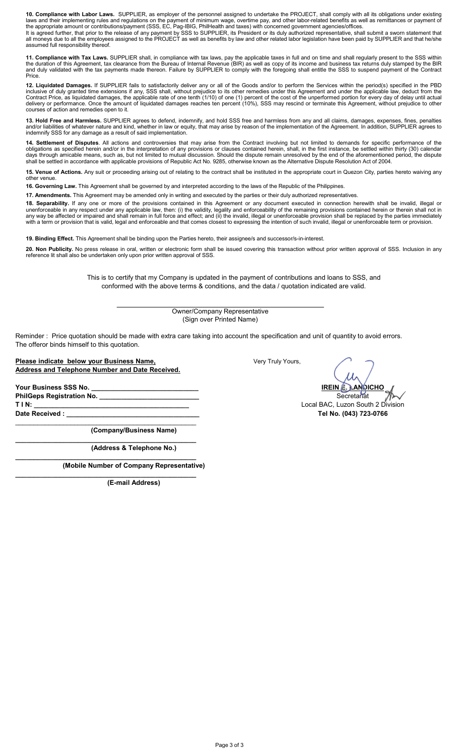**10. Compliance with Labor Laws.** SUPPLIER, as employer of the personnel assigned to undertake the PROJECT, shall comply with all its obligations under existing laws and their implementing rules and regulations on the payment of minimum wage, overtime pay, and other labor-related benefits as well as remittances or payment of the appropriate amount or contributions/payment (SSS, EC, Pag-IBIG, PhilHealth and taxes) with concerned government agencies/offices.

It is agreed further, that prior to the release of any payment by SSS to SUPPLIER, its President or its duly authorized representative, shall submit a sworn statement that all moneys due to all the employees assigned to the PROJECT as well as benefits by law and other related labor legislation have been paid by SUPPLIER and that he/she assumed full responsibility thereof.

**11. Compliance with Tax Laws.** SUPPLIER shall, in compliance with tax laws, pay the applicable taxes in full and on time and shall regularly present to the SSS within the duration of this Agreement, tax clearance from the Bureau of Internal Revenue (BIR) as well as copy of its income and business tax returns duly stamped by the BIR and duly validated with the tax payments made thereon. Failure by SUPPLIER to comply with the foregoing shall entitle the SSS to suspend payment of the Contract Price.

**12. Liquidated Damages.** If SUPPLIER fails to satisfactorily deliver any or all of the Goods and/or to perform the Services within the period(s) specified in the PBD inclusive of duly granted time extensions if any, SSS shall, without prejudice to its other remedies under this Agreement and under the applicable law, deduct from the Contract Price, as liquidated damages, the applicable rate of one tenth (1/10) of one (1) percent of the cost of the unperformed portion for every day of delay until actual delivery or performance. Once the amount of liquidated damages reaches ten percent (10%), SSS may rescind or terminate this Agreement, without prejudice to other courses of action and remedies open to it.

**13. Hold Free and Harmless.** SUPPLIER agrees to defend, indemnify, and hold SSS free and harmless from any and all claims, damages, expenses, fines, penalties and/or liabilities of whatever nature and kind, whether in law or equity, that may arise by reason of the implementation of the Agreement. In addition, SUPPLIER agrees to indemnify SSS for any damage as a result of said implementation.

**14. Settlement of Disputes**. All actions and controversies that may arise from the Contract involving but not limited to demands for specific performance of the obligations as specified herein and/or in the interpretation of any provisions or clauses contained herein, shall, in the first instance, be settled within thirty (30) calendar days through amicable means, such as, but not limited to mutual discussion. Should the dispute remain unresolved by the end of the aforementioned period, the dispute shall be settled in accordance with applicable provisions of Republic Act No. 9285, otherwise known as the Alternative Dispute Resolution Act of 2004.

**15. Venue of Actions.** Any suit or proceeding arising out of relating to the contract shall be instituted in the appropriate court in Quezon City, parties hereto waiving any other venue.

**16. Governing Law.** This Agreement shall be governed by and interpreted according to the laws of the Republic of the Philippines.

**17. Amendments.** This Agreement may be amended only in writing and executed by the parties or their duly authorized representatives.

**18. Separability.** If any one or more of the provisions contained in this Agreement or any document executed in connection herewith shall be invalid, illegal or unenforceable in any respect under any applicable law, then: (i) the validity, legality and enforceability of the remaining provisions contained herein or therein shall not in any way be affected or impaired and shall remain in full force and effect; and (ii) the invalid, illegal or unenforceable provision shall be replaced by the parties immediately with a term or provision that is valid, legal and enforceable and that comes closest to expressing the intention of such invalid, illegal or unenforceable term or provision.

**19. Binding Effect.** This Agreement shall be binding upon the Parties hereto, their assignee/s and successor/s-in-interest.

**20. Non Publicity.** No press release in oral, written or electronic form shall be issued covering this transaction without prior written approval of SSS. Inclusion in any reference list shall also be undertaken only upon prior written approval of SSS.

This is to certify that my Company is updated in the payment of contributions and loans to SSS, and conformed with the above terms & conditions, and the data / quotation indicated are valid.

\_\_\_\_\_\_\_\_\_\_\_\_\_\_\_\_\_\_\_\_\_\_\_\_\_\_\_\_\_\_\_\_\_\_\_\_\_\_\_\_

Owner/Company Representative
(Sign over Printed Name)

Reminder : Price quotation should be made with extra care taking into account the specification and unit of quantity to avoid errors. The offeror binds himself to this quotation.

**Please indicate below your Business Name, Address and Telephone Number and Date Received.**

**Your Business SSS No.** \_\_\_\_\_\_\_\_\_\_\_\_\_\_\_\_\_\_\_\_\_\_\_\_\_\_

**PhilGeps Registration No.** \_\_\_\_\_\_\_\_\_\_\_\_\_\_\_\_\_\_\_\_\_\_\_\_\_\_

**T I N:** \_\_\_\_\_\_\_\_\_\_\_\_\_\_\_\_\_\_\_\_\_\_\_\_\_\_\_\_\_\_\_\_\_\_\_\_

**Date Received :** \_\_\_\_\_\_\_\_\_\_\_\_\_\_\_\_\_\_\_\_\_\_\_\_\_\_\_\_\_\_

\_\_\_\_\_\_\_\_\_\_\_\_\_\_\_\_\_\_\_\_\_\_\_\_\_\_\_\_\_\_\_\_\_\_\_\_\_\_\_\_
**(Company/Business Name)**

\_\_\_\_\_\_\_\_\_\_\_\_\_\_\_\_\_\_\_\_\_\_\_\_\_\_\_\_\_\_\_\_\_\_\_\_\_\_\_\_
**(Address & Telephone No.)**

\_\_\_\_\_\_\_\_\_\_\_\_\_\_\_\_\_\_\_\_\_\_\_\_\_\_\_\_\_\_\_\_\_\_\_\_\_\_\_\_
**(Mobile Number of Company Representative)**

\_\_\_\_\_\_\_\_\_\_\_\_\_\_\_\_\_\_\_\_\_\_\_\_\_\_\_\_\_\_\_\_\_\_\_\_\_\_\_\_
**(E-mail Address)**

Very Truly Yours,

**IREIN E. LANDICHO**
Secretariat
Local BAC, Luzon South 2 Division
**Tel No. (043) 723-0766**